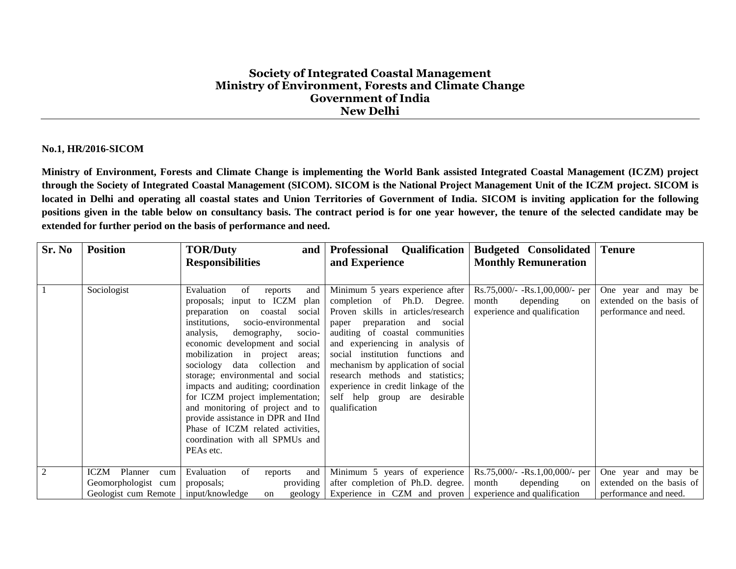# Society of Integrated Coastal Management
# Ministry of Environment, Forests and Climate Change
# Government of India
# New Delhi

**No.1, HR/2016-SICOM**

**Ministry of Environment, Forests and Climate Change is implementing the World Bank assisted Integrated Coastal Management (ICZM) project through the Society of Integrated Coastal Management (SICOM). SICOM is the National Project Management Unit of the ICZM project. SICOM is located in Delhi and operating all coastal states and Union Territories of Government of India. SICOM is inviting application for the following positions given in the table below on consultancy basis. The contract period is for one year however, the tenure of the selected candidate may be extended for further period on the basis of performance and need.**

| Sr. No | Position | TOR/Duty and Responsibilities | Professional Qualification and Experience | Budgeted Consolidated Monthly Remuneration | Tenure |
|---|---|---|---|---|---|
| 1 | Sociologist | Evaluation of reports and proposals; input to ICZM plan preparation on coastal social institutions, socio-environmental analysis, demography, socio-economic development and social mobilization in project areas; sociology data collection and storage; environmental and social impacts and auditing; coordination for ICZM project implementation; and monitoring of project and to provide assistance in DPR and IInd Phase of ICZM related activities, coordination with all SPMUs and PEAs etc. | Minimum 5 years experience after completion of Ph.D. Degree. Proven skills in articles/research paper preparation and social auditing of coastal communities and experiencing in analysis of social institution functions and mechanism by application of social research methods and statistics; experience in credit linkage of the self help group are desirable qualification | Rs.75,000/- -Rs.1,00,000/- per month depending on experience and qualification | One year and may be extended on the basis of performance and need. |
| 2 | ICZM Planner cum Geomorphologist cum Geologist cum Remote | Evaluation of reports and proposals; providing input/knowledge on geology | Minimum 5 years of experience after completion of Ph.D. degree. Experience in CZM and proven | Rs.75,000/- -Rs.1,00,000/- per month depending on experience and qualification | One year and may be extended on the basis of performance and need. |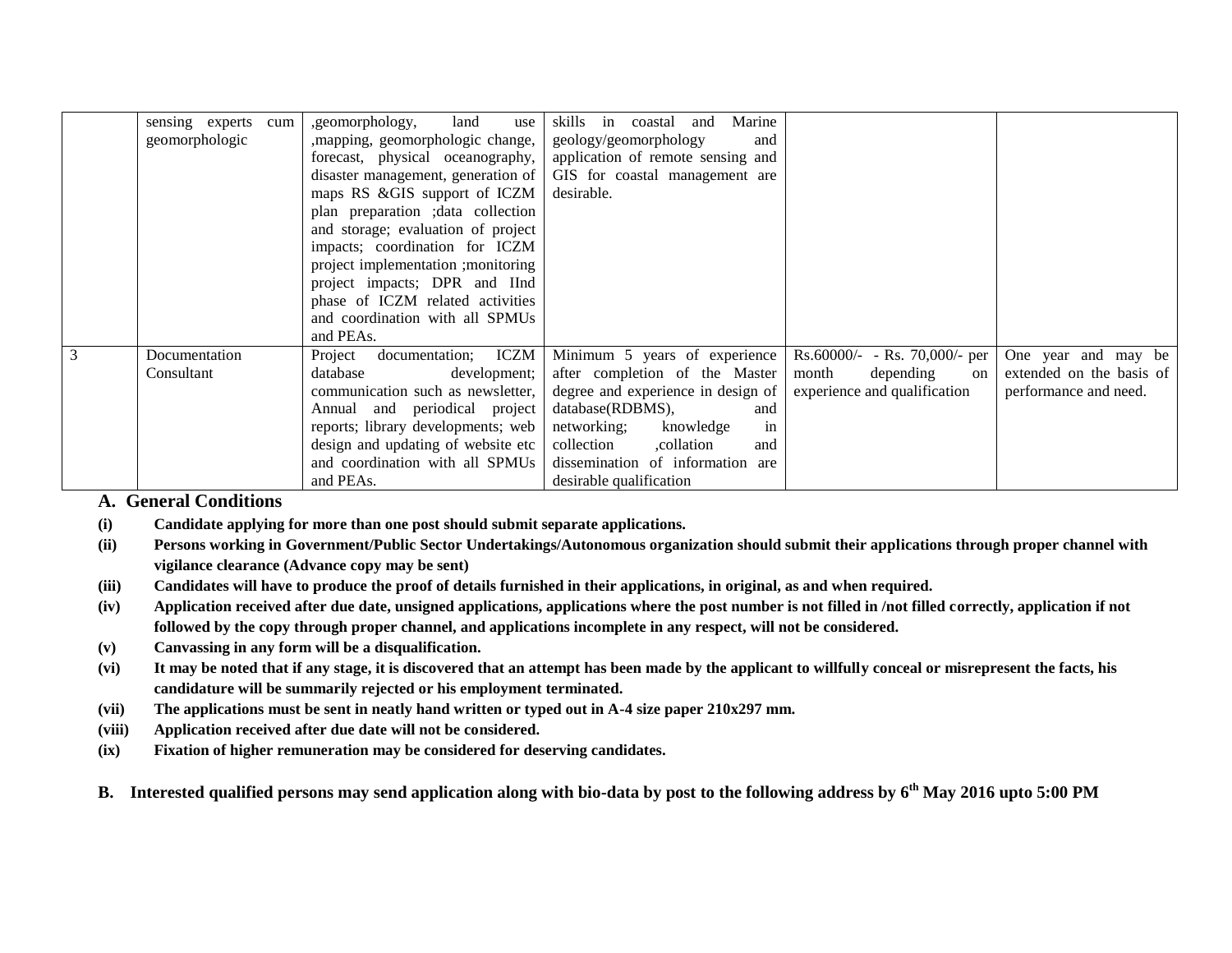| | sensing experts cum geomorphologic | ,geomorphology, land use ,mapping, geomorphologic change, forecast, physical oceanography, disaster management, generation of maps RS &GIS support of ICZM plan preparation ;data collection and storage; evaluation of project impacts; coordination for ICZM project implementation ;monitoring project impacts; DPR and IInd phase of ICZM related activities and coordination with all SPMUs and PEAs. | skills in coastal and Marine geology/geomorphology and application of remote sensing and GIS for coastal management are desirable. | | |
|---|---|---|---|---|---|
| 3 | Documentation Consultant | Project documentation; ICZM database development; communication such as newsletter, Annual and periodical project reports; library developments; web design and updating of website etc and coordination with all SPMUs and PEAs. | Minimum 5 years of experience after completion of the Master degree and experience in design of database(RDBMS), and networking; knowledge in collection ,collation and dissemination of information are desirable qualification | Rs.60000/- - Rs. 70,000/- per month depending on experience and qualification | One year and may be extended on the basis of performance and need. |

## A. General Conditions

**(i)** **Candidate applying for more than one post should submit separate applications.**

**(ii)** **Persons working in Government/Public Sector Undertakings/Autonomous organization should submit their applications through proper channel with vigilance clearance (Advance copy may be sent)**

**(iii)** **Candidates will have to produce the proof of details furnished in their applications, in original, as and when required.**

**(iv)** **Application received after due date, unsigned applications, applications where the post number is not filled in /not filled correctly, application if not followed by the copy through proper channel, and applications incomplete in any respect, will not be considered.**

**(v)** **Canvassing in any form will be a disqualification.**

**(vi)** **It may be noted that if any stage, it is discovered that an attempt has been made by the applicant to willfully conceal or misrepresent the facts, his candidature will be summarily rejected or his employment terminated.**

**(vii)** **The applications must be sent in neatly hand written or typed out in A-4 size paper 210x297 mm.**

**(viii)** **Application received after due date will not be considered.**

**(ix)** **Fixation of higher remuneration may be considered for deserving candidates.**

**B. Interested qualified persons may send application along with bio-data by post to the following address by 6th May 2016 upto 5:00 PM**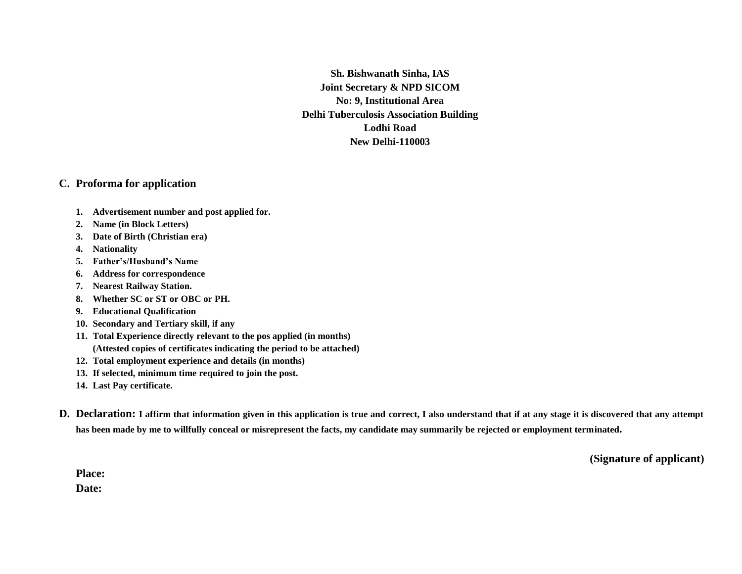**Sh. Bishwanath Sinha, IAS**
**Joint Secretary & NPD SICOM**
**No: 9, Institutional Area**
**Delhi Tuberculosis Association Building**
**Lodhi Road**
**New Delhi-110003**

## C. Proforma for application

1. **Advertisement number and post applied for.**
2. **Name (in Block Letters)**
3. **Date of Birth (Christian era)**
4. **Nationality**
5. **Father's/Husband's Name**
6. **Address for correspondence**
7. **Nearest Railway Station.**
8. **Whether SC or ST or OBC or PH.**
9. **Educational Qualification**
10. **Secondary and Tertiary skill, if any**
11. **Total Experience directly relevant to the pos applied (in months)**
    **(Attested copies of certificates indicating the period to be attached)**
12. **Total employment experience and details (in months)**
13. **If selected, minimum time required to join the post.**
14. **Last Pay certificate.**

**D. Declaration: I affirm that information given in this application is true and correct, I also understand that if at any stage it is discovered that any attempt has been made by me to willfully conceal or misrepresent the facts, my candidate may summarily be rejected or employment terminated.**

**(Signature of applicant)**

**Place:**
**Date:**